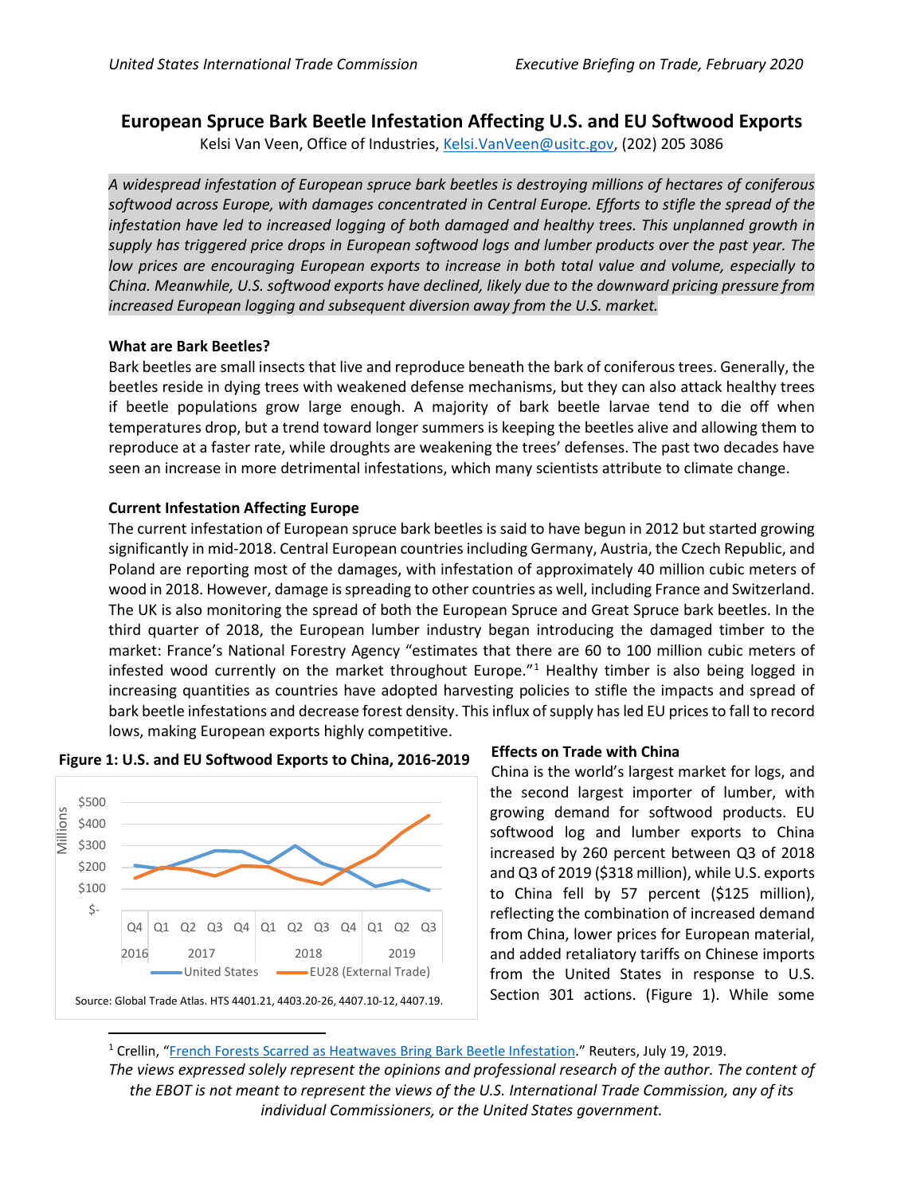# European Spruce Bark Beetle Infestation Affecting U.S. and EU Softwood Exports

Kelsi Van Veen, Office of Industries, Kelsi.VanVeen@usitc.gov, (202) 205 3086

*A widespread infestation of European spruce bark beetles is destroying millions of hectares of coniferous softwood across Europe, with damages concentrated in Central Europe. Efforts to stifle the spread of the infestation have led to increased logging of both damaged and healthy trees. This unplanned growth in supply has triggered price drops in European softwood logs and lumber products over the past year. The low prices are encouraging European exports to increase in both total value and volume, especially to China. Meanwhile, U.S. softwood exports have declined, likely due to the downward pricing pressure from increased European logging and subsequent diversion away from the U.S. market.*

### What are Bark Beetles?

Bark beetles are small insects that live and reproduce beneath the bark of coniferous trees. Generally, the beetles reside in dying trees with weakened defense mechanisms, but they can also attack healthy trees if beetle populations grow large enough. A majority of bark beetle larvae tend to die off when temperatures drop, but a trend toward longer summers is keeping the beetles alive and allowing them to reproduce at a faster rate, while droughts are weakening the trees' defenses. The past two decades have seen an increase in more detrimental infestations, which many scientists attribute to climate change.

### Current Infestation Affecting Europe

The current infestation of European spruce bark beetles is said to have begun in 2012 but started growing significantly in mid-2018. Central European countries including Germany, Austria, the Czech Republic, and Poland are reporting most of the damages, with infestation of approximately 40 million cubic meters of wood in 2018. However, damage is spreading to other countries as well, including France and Switzerland. The UK is also monitoring the spread of both the European Spruce and Great Spruce bark beetles. In the third quarter of 2018, the European lumber industry began introducing the damaged timber to the market: France's National Forestry Agency "estimates that there are 60 to 100 million cubic meters of infested wood currently on the market throughout Europe."[1] Healthy timber is also being logged in increasing quantities as countries have adopted harvesting policies to stifle the impacts and spread of bark beetle infestations and decrease forest density. This influx of supply has led EU prices to fall to record lows, making European exports highly competitive.

**Figure 1: U.S. and EU Softwood Exports to China, 2016-2019**

Millions

$500
$400
$300
$200
$100
$-

Q4 Q1 Q2 Q3 Q4 Q1 Q2 Q3 Q4 Q1 Q2 Q3

2016 2017 2018 2019

United States — EU28 (External Trade)

Source: Global Trade Atlas. HTS 4401.21, 4403.20-26, 4407.10-12, 4407.19.

### Effects on Trade with China

China is the world's largest market for logs, and the second largest importer of lumber, with growing demand for softwood products. EU softwood log and lumber exports to China increased by 260 percent between Q3 of 2018 and Q3 of 2019 ($318 million), while U.S. exports to China fell by 57 percent ($125 million), reflecting the combination of increased demand from China, lower prices for European material, and added retaliatory tariffs on Chinese imports from the United States in response to U.S. Section 301 actions. (Figure 1). While some

[1] Crellin, "French Forests Scarred as Heatwaves Bring Bark Beetle Infestation." Reuters, July 19, 2019.

*The views expressed solely represent the opinions and professional research of the author. The content of the EBOT is not meant to represent the views of the U.S. International Trade Commission, any of its individual Commissioners, or the United States government.*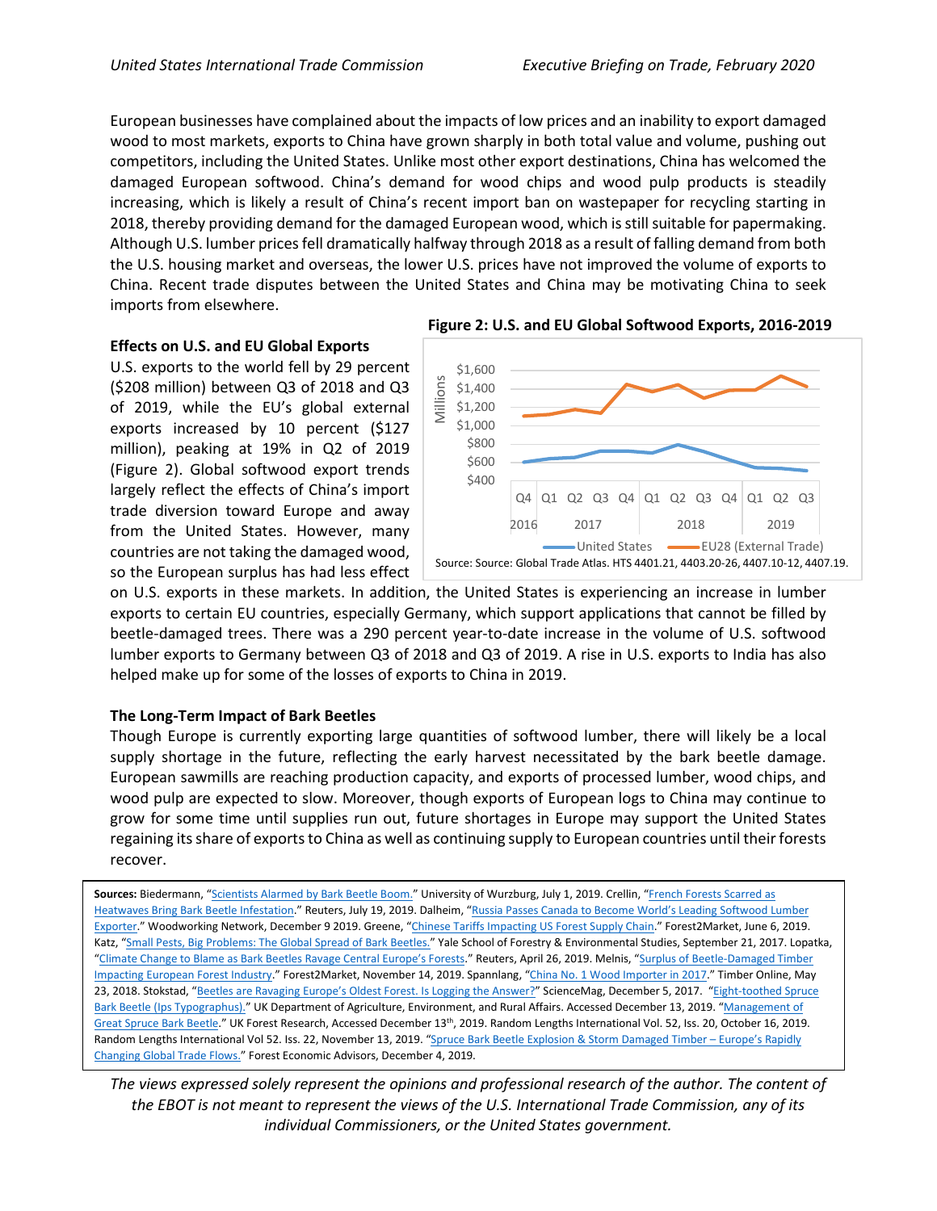European businesses have complained about the impacts of low prices and an inability to export damaged wood to most markets, exports to China have grown sharply in both total value and volume, pushing out competitors, including the United States. Unlike most other export destinations, China has welcomed the damaged European softwood. China's demand for wood chips and wood pulp products is steadily increasing, which is likely a result of China's recent import ban on wastepaper for recycling starting in 2018, thereby providing demand for the damaged European wood, which is still suitable for papermaking. Although U.S. lumber prices fell dramatically halfway through 2018 as a result of falling demand from both the U.S. housing market and overseas, the lower U.S. prices have not improved the volume of exports to China. Recent trade disputes between the United States and China may be motivating China to seek imports from elsewhere.

**Effects on U.S. and EU Global Exports**

U.S. exports to the world fell by 29 percent ($208 million) between Q3 of 2018 and Q3 of 2019, while the EU's global external exports increased by 10 percent ($127 million), peaking at 19% in Q2 of 2019 (Figure 2). Global softwood export trends largely reflect the effects of China's import trade diversion toward Europe and away from the United States. However, many countries are not taking the damaged wood, so the European surplus has had less effect on U.S. exports in these markets. In addition, the United States is experiencing an increase in lumber exports to certain EU countries, especially Germany, which support applications that cannot be filled by beetle-damaged trees. There was a 290 percent year-to-date increase in the volume of U.S. softwood lumber exports to Germany between Q3 of 2018 and Q3 of 2019. A rise in U.S. exports to India has also helped make up for some of the losses of exports to China in 2019.

**Figure 2: U.S. and EU Global Softwood Exports, 2016-2019**

Millions
$1,600
$1,400
$1,200
$1,000
$800
$600
$400
Q4 Q1 Q2 Q3 Q4 Q1 Q2 Q3 Q4 Q1 Q2 Q3
2016 2017 2018 2019
United States
EU28 (External Trade)

Source: Source: Global Trade Atlas. HTS 4401.21, 4403.20-26, 4407.10-12, 4407.19.

**The Long-Term Impact of Bark Beetles**

Though Europe is currently exporting large quantities of softwood lumber, there will likely be a local supply shortage in the future, reflecting the early harvest necessitated by the bark beetle damage. European sawmills are reaching production capacity, and exports of processed lumber, wood chips, and wood pulp are expected to slow. Moreover, though exports of European logs to China may continue to grow for some time until supplies run out, future shortages in Europe may support the United States regaining its share of exports to China as well as continuing supply to European countries until their forests recover.

**Sources:** Biedermann, "Scientists Alarmed by Bark Beetle Boom." University of Wurzburg, July 1, 2019. Crellin, "French Forests Scarred as Heatwaves Bring Bark Beetle Infestation." Reuters, July 19, 2019. Dalheim, "Russia Passes Canada to Become World's Leading Softwood Lumber Exporter." Woodworking Network, December 9 2019. Greene, "Chinese Tariffs Impacting US Forest Supply Chain." Forest2Market, June 6, 2019. Katz, "Small Pests, Big Problems: The Global Spread of Bark Beetles." Yale School of Forestry & Environmental Studies, September 21, 2017. Lopatka, "Climate Change to Blame as Bark Beetles Ravage Central Europe's Forests." Reuters, April 26, 2019. Melnis, "Surplus of Beetle-Damaged Timber Impacting European Forest Industry." Forest2Market, November 14, 2019. Spannlang, "China No. 1 Wood Importer in 2017." Timber Online, May 23, 2018. Stokstad, "Beetles are Ravaging Europe's Oldest Forest. Is Logging the Answer?" ScienceMag, December 5, 2017. "Eight-toothed Spruce Bark Beetle (Ips Typographus)." UK Department of Agriculture, Environment, and Rural Affairs. Accessed December 13, 2019. "Management of Great Spruce Bark Beetle." UK Forest Research, Accessed December 13th, 2019. Random Lengths International Vol. 52, Iss. 20, October 16, 2019. Random Lengths International Vol 52. Iss. 22, November 13, 2019. "Spruce Bark Beetle Explosion & Storm Damaged Timber – Europe's Rapidly Changing Global Trade Flows." Forest Economic Advisors, December 4, 2019.

*The views expressed solely represent the opinions and professional research of the author. The content of the EBOT is not meant to represent the views of the U.S. International Trade Commission, any of its individual Commissioners, or the United States government.*